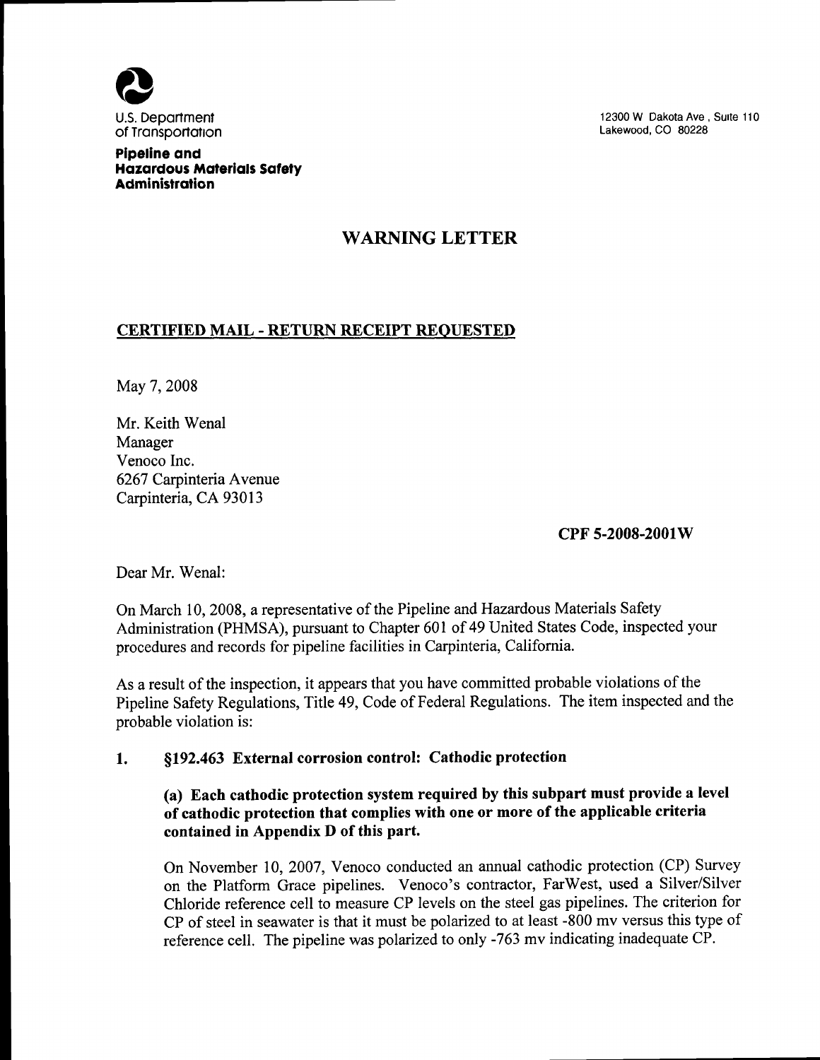U.S. Department of Transportation

**Pipeline and Hazardous Materials Safety Administration**

12300 W Dakota Ave , Suite 110
Lakewood, CO 80228

# WARNING LETTER

## CERTIFIED MAIL - RETURN RECEIPT REQUESTED

May 7, 2008

Mr. Keith Wenal
Manager
Venoco Inc.
6267 Carpinteria Avenue
Carpinteria, CA 93013

**CPF 5-2008-2001W**

Dear Mr. Wenal:

On March 10, 2008, a representative of the Pipeline and Hazardous Materials Safety Administration (PHMSA), pursuant to Chapter 601 of 49 United States Code, inspected your procedures and records for pipeline facilities in Carpinteria, California.

As a result of the inspection, it appears that you have committed probable violations of the Pipeline Safety Regulations, Title 49, Code of Federal Regulations. The item inspected and the probable violation is:

1. **§192.463 External corrosion control: Cathodic protection**

   **(a) Each cathodic protection system required by this subpart must provide a level of cathodic protection that complies with one or more of the applicable criteria contained in Appendix D of this part.**

   On November 10, 2007, Venoco conducted an annual cathodic protection (CP) Survey on the Platform Grace pipelines. Venoco's contractor, FarWest, used a Silver/Silver Chloride reference cell to measure CP levels on the steel gas pipelines. The criterion for CP of steel in seawater is that it must be polarized to at least -800 mv versus this type of reference cell. The pipeline was polarized to only -763 mv indicating inadequate CP.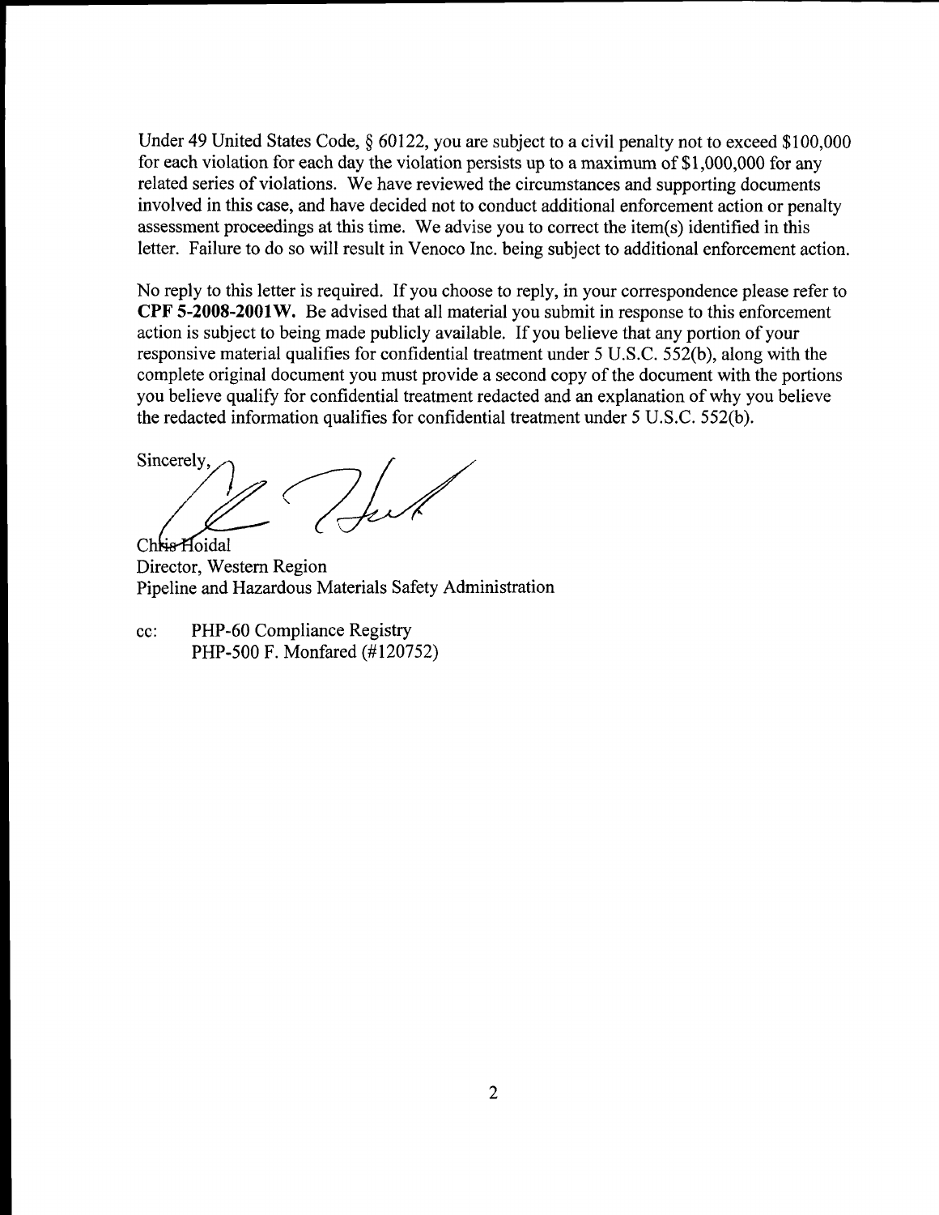Under 49 United States Code, § 60122, you are subject to a civil penalty not to exceed $100,000 for each violation for each day the violation persists up to a maximum of $1,000,000 for any related series of violations. We have reviewed the circumstances and supporting documents involved in this case, and have decided not to conduct additional enforcement action or penalty assessment proceedings at this time. We advise you to correct the item(s) identified in this letter. Failure to do so will result in Venoco Inc. being subject to additional enforcement action.

No reply to this letter is required. If you choose to reply, in your correspondence please refer to **CPF 5-2008-2001W.** Be advised that all material you submit in response to this enforcement action is subject to being made publicly available. If you believe that any portion of your responsive material qualifies for confidential treatment under 5 U.S.C. 552(b), along with the complete original document you must provide a second copy of the document with the portions you believe qualify for confidential treatment redacted and an explanation of why you believe the redacted information qualifies for confidential treatment under 5 U.S.C. 552(b).

Sincerely,

Chris Hoidal
Director, Western Region
Pipeline and Hazardous Materials Safety Administration

cc: PHP-60 Compliance Registry
PHP-500 F. Monfared (#120752)